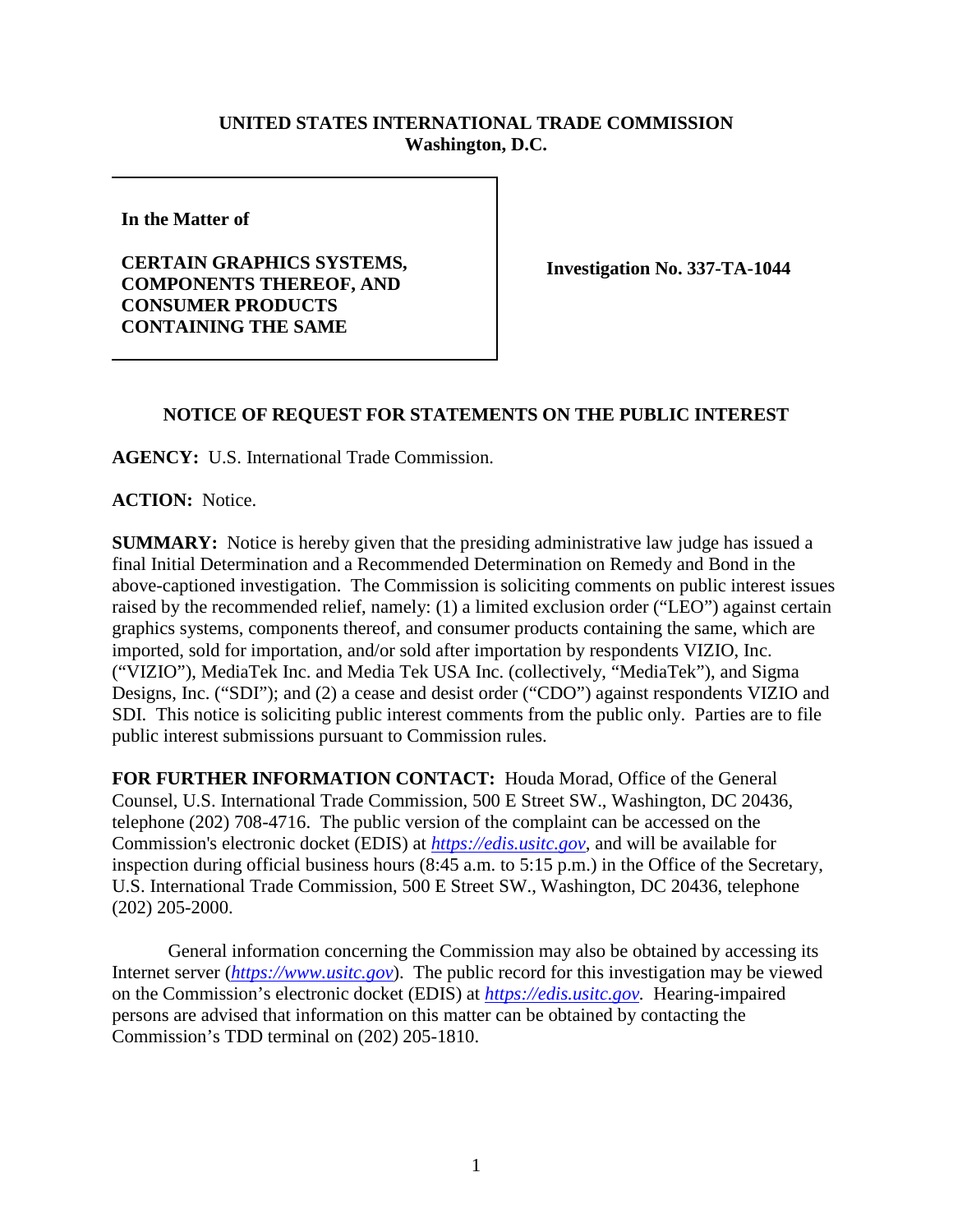**UNITED STATES INTERNATIONAL TRADE COMMISSION**
**Washington, D.C.**

| | |
|---|---|
| **In the Matter of**<br><br>**CERTAIN GRAPHICS SYSTEMS, COMPONENTS THEREOF, AND CONSUMER PRODUCTS CONTAINING THE SAME** | **Investigation No. 337-TA-1044** |

**NOTICE OF REQUEST FOR STATEMENTS ON THE PUBLIC INTEREST**

**AGENCY:** U.S. International Trade Commission.

**ACTION:** Notice.

**SUMMARY:** Notice is hereby given that the presiding administrative law judge has issued a final Initial Determination and a Recommended Determination on Remedy and Bond in the above-captioned investigation. The Commission is soliciting comments on public interest issues raised by the recommended relief, namely: (1) a limited exclusion order ("LEO") against certain graphics systems, components thereof, and consumer products containing the same, which are imported, sold for importation, and/or sold after importation by respondents VIZIO, Inc. ("VIZIO"), MediaTek Inc. and Media Tek USA Inc. (collectively, "MediaTek"), and Sigma Designs, Inc. ("SDI"); and (2) a cease and desist order ("CDO") against respondents VIZIO and SDI. This notice is soliciting public interest comments from the public only. Parties are to file public interest submissions pursuant to Commission rules.

**FOR FURTHER INFORMATION CONTACT:** Houda Morad, Office of the General Counsel, U.S. International Trade Commission, 500 E Street SW., Washington, DC 20436, telephone (202) 708-4716. The public version of the complaint can be accessed on the Commission's electronic docket (EDIS) at *https://edis.usitc.gov*, and will be available for inspection during official business hours (8:45 a.m. to 5:15 p.m.) in the Office of the Secretary, U.S. International Trade Commission, 500 E Street SW., Washington, DC 20436, telephone (202) 205-2000.

General information concerning the Commission may also be obtained by accessing its Internet server (*https://www.usitc.gov*). The public record for this investigation may be viewed on the Commission's electronic docket (EDIS) at *https://edis.usitc.gov*. Hearing-impaired persons are advised that information on this matter can be obtained by contacting the Commission's TDD terminal on (202) 205-1810.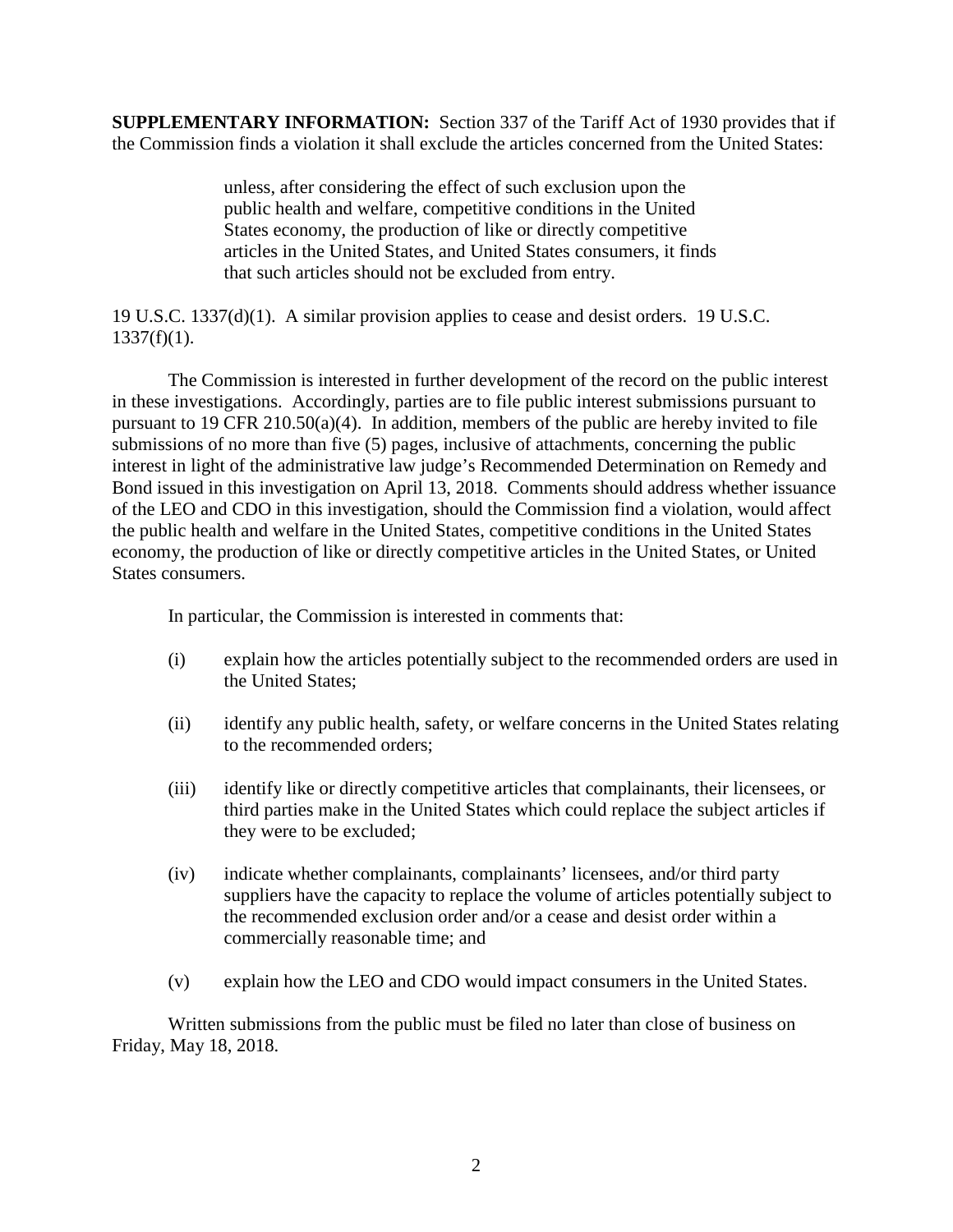**SUPPLEMENTARY INFORMATION:** Section 337 of the Tariff Act of 1930 provides that if the Commission finds a violation it shall exclude the articles concerned from the United States:

> unless, after considering the effect of such exclusion upon the public health and welfare, competitive conditions in the United States economy, the production of like or directly competitive articles in the United States, and United States consumers, it finds that such articles should not be excluded from entry.

19 U.S.C. 1337(d)(1). A similar provision applies to cease and desist orders. 19 U.S.C. 1337(f)(1).

The Commission is interested in further development of the record on the public interest in these investigations. Accordingly, parties are to file public interest submissions pursuant to pursuant to 19 CFR 210.50(a)(4). In addition, members of the public are hereby invited to file submissions of no more than five (5) pages, inclusive of attachments, concerning the public interest in light of the administrative law judge's Recommended Determination on Remedy and Bond issued in this investigation on April 13, 2018. Comments should address whether issuance of the LEO and CDO in this investigation, should the Commission find a violation, would affect the public health and welfare in the United States, competitive conditions in the United States economy, the production of like or directly competitive articles in the United States, or United States consumers.

In particular, the Commission is interested in comments that:

(i) explain how the articles potentially subject to the recommended orders are used in the United States;

(ii) identify any public health, safety, or welfare concerns in the United States relating to the recommended orders;

(iii) identify like or directly competitive articles that complainants, their licensees, or third parties make in the United States which could replace the subject articles if they were to be excluded;

(iv) indicate whether complainants, complainants' licensees, and/or third party suppliers have the capacity to replace the volume of articles potentially subject to the recommended exclusion order and/or a cease and desist order within a commercially reasonable time; and

(v) explain how the LEO and CDO would impact consumers in the United States.

Written submissions from the public must be filed no later than close of business on Friday, May 18, 2018.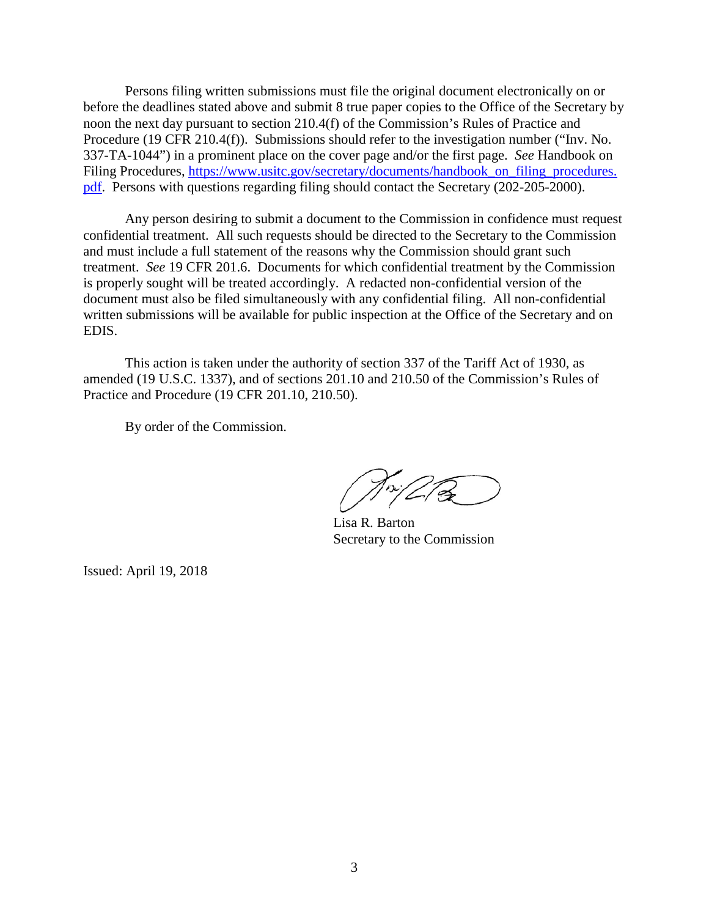Persons filing written submissions must file the original document electronically on or before the deadlines stated above and submit 8 true paper copies to the Office of the Secretary by noon the next day pursuant to section 210.4(f) of the Commission's Rules of Practice and Procedure (19 CFR 210.4(f)). Submissions should refer to the investigation number ("Inv. No. 337-TA-1044") in a prominent place on the cover page and/or the first page. *See* Handbook on Filing Procedures, https://www.usitc.gov/secretary/documents/handbook_on_filing_procedures.pdf. Persons with questions regarding filing should contact the Secretary (202-205-2000).

Any person desiring to submit a document to the Commission in confidence must request confidential treatment. All such requests should be directed to the Secretary to the Commission and must include a full statement of the reasons why the Commission should grant such treatment. *See* 19 CFR 201.6. Documents for which confidential treatment by the Commission is properly sought will be treated accordingly. A redacted non-confidential version of the document must also be filed simultaneously with any confidential filing. All non-confidential written submissions will be available for public inspection at the Office of the Secretary and on EDIS.

This action is taken under the authority of section 337 of the Tariff Act of 1930, as amended (19 U.S.C. 1337), and of sections 201.10 and 210.50 of the Commission's Rules of Practice and Procedure (19 CFR 201.10, 210.50).

By order of the Commission.

Lisa R. Barton
Secretary to the Commission

Issued: April 19, 2018